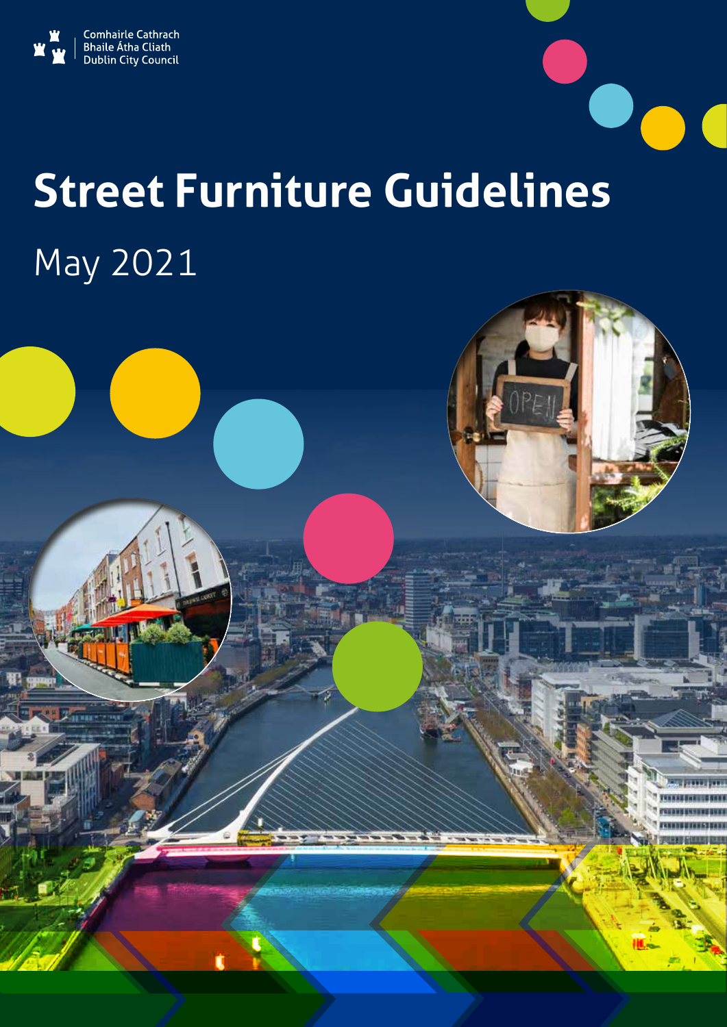Comhairle Cathrach
Bhaile Átha Cliath
Dublin City Council

# Street Furniture Guidelines

May 2021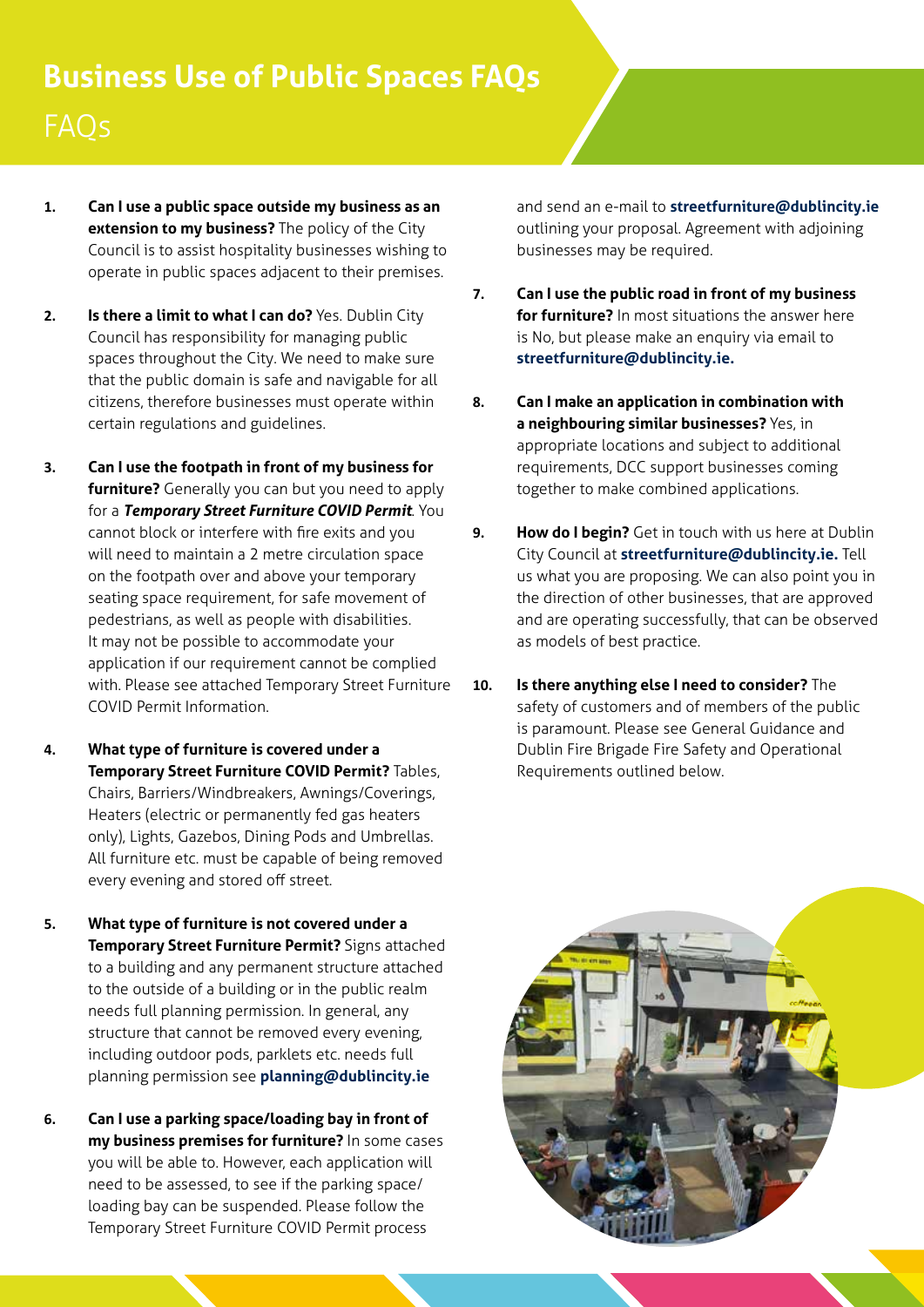# Business Use of Public Spaces FAQs

## FAQs

1. **Can I use a public space outside my business as an extension to my business?** The policy of the City Council is to assist hospitality businesses wishing to operate in public spaces adjacent to their premises.

2. **Is there a limit to what I can do?** Yes. Dublin City Council has responsibility for managing public spaces throughout the City. We need to make sure that the public domain is safe and navigable for all citizens, therefore businesses must operate within certain regulations and guidelines.

3. **Can I use the footpath in front of my business for furniture?** Generally you can but you need to apply for a ***Temporary Street Furniture COVID Permit***. You cannot block or interfere with fire exits and you will need to maintain a 2 metre circulation space on the footpath over and above your temporary seating space requirement, for safe movement of pedestrians, as well as people with disabilities. It may not be possible to accommodate your application if our requirement cannot be complied with. Please see attached Temporary Street Furniture COVID Permit Information.

4. **What type of furniture is covered under a Temporary Street Furniture COVID Permit?** Tables, Chairs, Barriers/Windbreakers, Awnings/Coverings, Heaters (electric or permanently fed gas heaters only), Lights, Gazebos, Dining Pods and Umbrellas. All furniture etc. must be capable of being removed every evening and stored off street.

5. **What type of furniture is not covered under a Temporary Street Furniture Permit?** Signs attached to a building and any permanent structure attached to the outside of a building or in the public realm needs full planning permission. In general, any structure that cannot be removed every evening, including outdoor pods, parklets etc. needs full planning permission see **planning@dublincity.ie**

6. **Can I use a parking space/loading bay in front of my business premises for furniture?** In some cases you will be able to. However, each application will need to be assessed, to see if the parking space/ loading bay can be suspended. Please follow the Temporary Street Furniture COVID Permit process and send an e-mail to **streetfurniture@dublincity.ie** outlining your proposal. Agreement with adjoining businesses may be required.

7. **Can I use the public road in front of my business for furniture?** In most situations the answer here is No, but please make an enquiry via email to **streetfurniture@dublincity.ie.**

8. **Can I make an application in combination with a neighbouring similar businesses?** Yes, in appropriate locations and subject to additional requirements, DCC support businesses coming together to make combined applications.

9. **How do I begin?** Get in touch with us here at Dublin City Council at **streetfurniture@dublincity.ie.** Tell us what you are proposing. We can also point you in the direction of other businesses, that are approved and are operating successfully, that can be observed as models of best practice.

10. **Is there anything else I need to consider?** The safety of customers and of members of the public is paramount. Please see General Guidance and Dublin Fire Brigade Fire Safety and Operational Requirements outlined below.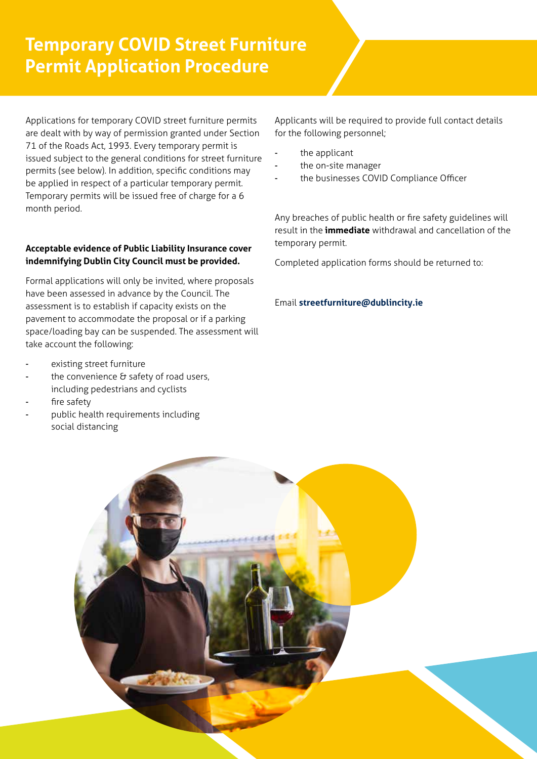# Temporary COVID Street Furniture Permit Application Procedure

Applications for temporary COVID street furniture permits are dealt with by way of permission granted under Section 71 of the Roads Act, 1993. Every temporary permit is issued subject to the general conditions for street furniture permits (see below). In addition, specific conditions may be applied in respect of a particular temporary permit. Temporary permits will be issued free of charge for a 6 month period.

**Acceptable evidence of Public Liability Insurance cover indemnifying Dublin City Council must be provided.**

Formal applications will only be invited, where proposals have been assessed in advance by the Council. The assessment is to establish if capacity exists on the pavement to accommodate the proposal or if a parking space/loading bay can be suspended. The assessment will take account the following:

- existing street furniture
- the convenience & safety of road users, including pedestrians and cyclists
- fire safety
- public health requirements including social distancing

Applicants will be required to provide full contact details for the following personnel;

- the applicant
- the on-site manager
- the businesses COVID Compliance Officer

Any breaches of public health or fire safety guidelines will result in the **immediate** withdrawal and cancellation of the temporary permit.

Completed application forms should be returned to:

Email **streetfurniture@dublincity.ie**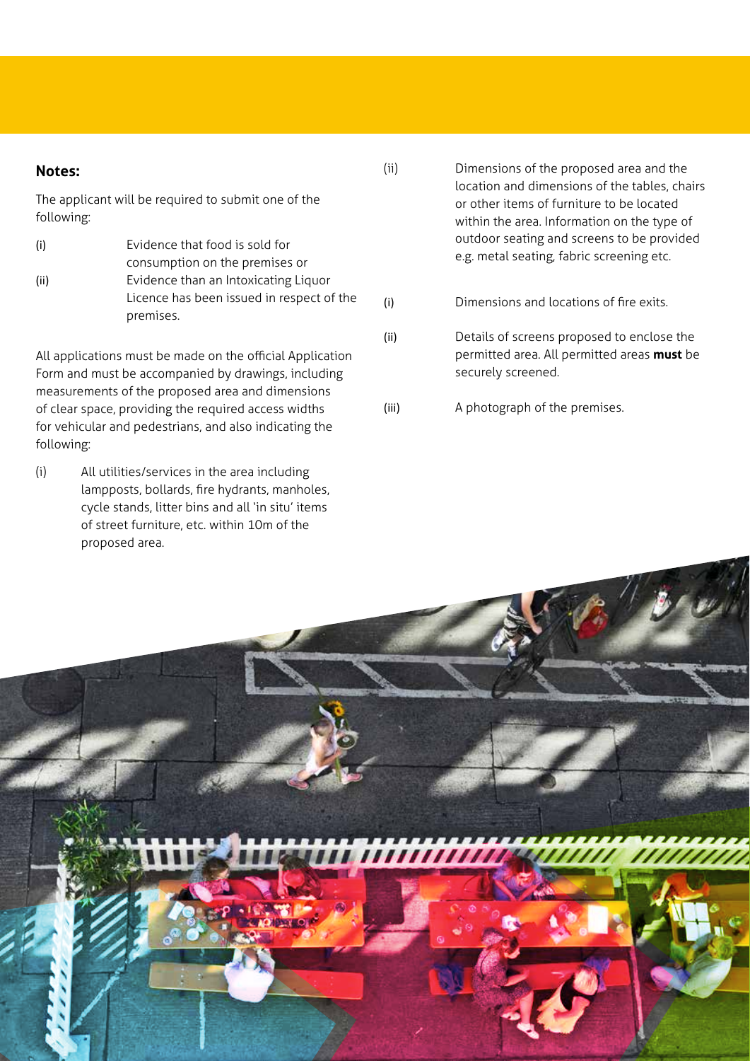**Notes:**

The applicant will be required to submit one of the following:

(i) Evidence that food is sold for consumption on the premises or

(ii) Evidence than an Intoxicating Liquor Licence has been issued in respect of the premises.

All applications must be made on the official Application Form and must be accompanied by drawings, including measurements of the proposed area and dimensions of clear space, providing the required access widths for vehicular and pedestrians, and also indicating the following:

(i) All utilities/services in the area including lampposts, bollards, fire hydrants, manholes, cycle stands, litter bins and all 'in situ' items of street furniture, etc. within 10m of the proposed area.

(ii) Dimensions of the proposed area and the location and dimensions of the tables, chairs or other items of furniture to be located within the area. Information on the type of outdoor seating and screens to be provided e.g. metal seating, fabric screening etc.

(i) Dimensions and locations of fire exits.

(ii) Details of screens proposed to enclose the permitted area. All permitted areas **must** be securely screened.

(iii) A photograph of the premises.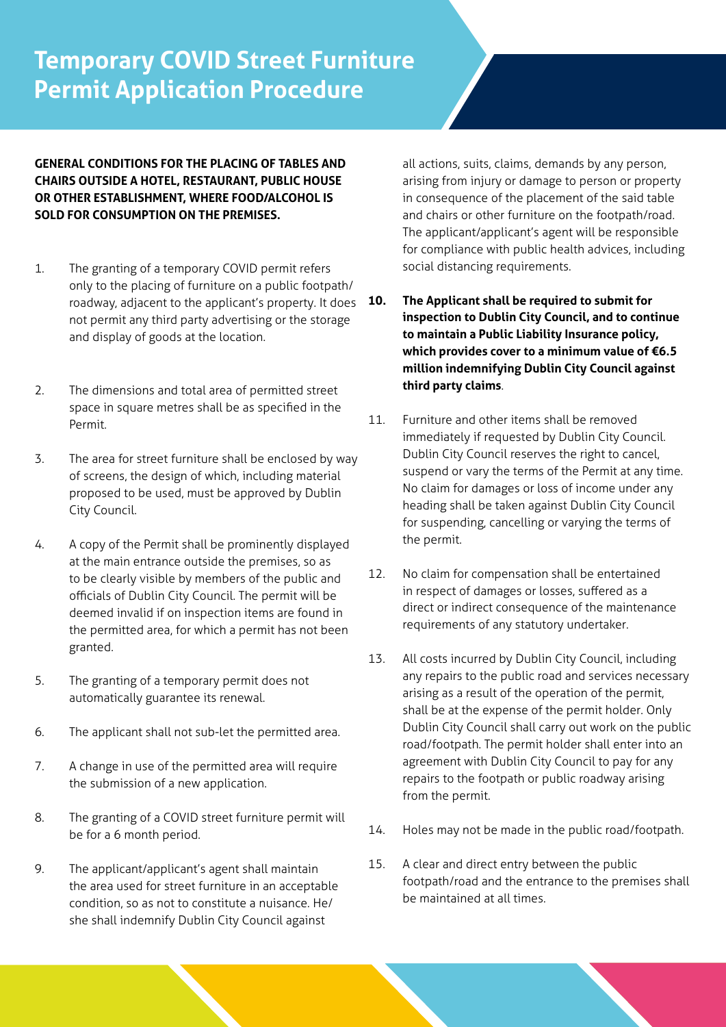# Temporary COVID Street Furniture Permit Application Procedure

**GENERAL CONDITIONS FOR THE PLACING OF TABLES AND CHAIRS OUTSIDE A HOTEL, RESTAURANT, PUBLIC HOUSE OR OTHER ESTABLISHMENT, WHERE FOOD/ALCOHOL IS SOLD FOR CONSUMPTION ON THE PREMISES.**

1. The granting of a temporary COVID permit refers only to the placing of furniture on a public footpath/ roadway, adjacent to the applicant's property. It does not permit any third party advertising or the storage and display of goods at the location.

2. The dimensions and total area of permitted street space in square metres shall be as specified in the Permit.

3. The area for street furniture shall be enclosed by way of screens, the design of which, including material proposed to be used, must be approved by Dublin City Council.

4. A copy of the Permit shall be prominently displayed at the main entrance outside the premises, so as to be clearly visible by members of the public and officials of Dublin City Council. The permit will be deemed invalid if on inspection items are found in the permitted area, for which a permit has not been granted.

5. The granting of a temporary permit does not automatically guarantee its renewal.

6. The applicant shall not sub-let the permitted area.

7. A change in use of the permitted area will require the submission of a new application.

8. The granting of a COVID street furniture permit will be for a 6 month period.

9. The applicant/applicant's agent shall maintain the area used for street furniture in an acceptable condition, so as not to constitute a nuisance. He/ she shall indemnify Dublin City Council against all actions, suits, claims, demands by any person, arising from injury or damage to person or property in consequence of the placement of the said table and chairs or other furniture on the footpath/road. The applicant/applicant's agent will be responsible for compliance with public health advices, including social distancing requirements.

10. **The Applicant shall be required to submit for inspection to Dublin City Council, and to continue to maintain a Public Liability Insurance policy, which provides cover to a minimum value of €6.5 million indemnifying Dublin City Council against third party claims**.

11. Furniture and other items shall be removed immediately if requested by Dublin City Council. Dublin City Council reserves the right to cancel, suspend or vary the terms of the Permit at any time. No claim for damages or loss of income under any heading shall be taken against Dublin City Council for suspending, cancelling or varying the terms of the permit.

12. No claim for compensation shall be entertained in respect of damages or losses, suffered as a direct or indirect consequence of the maintenance requirements of any statutory undertaker.

13. All costs incurred by Dublin City Council, including any repairs to the public road and services necessary arising as a result of the operation of the permit, shall be at the expense of the permit holder. Only Dublin City Council shall carry out work on the public road/footpath. The permit holder shall enter into an agreement with Dublin City Council to pay for any repairs to the footpath or public roadway arising from the permit.

14. Holes may not be made in the public road/footpath.

15. A clear and direct entry between the public footpath/road and the entrance to the premises shall be maintained at all times.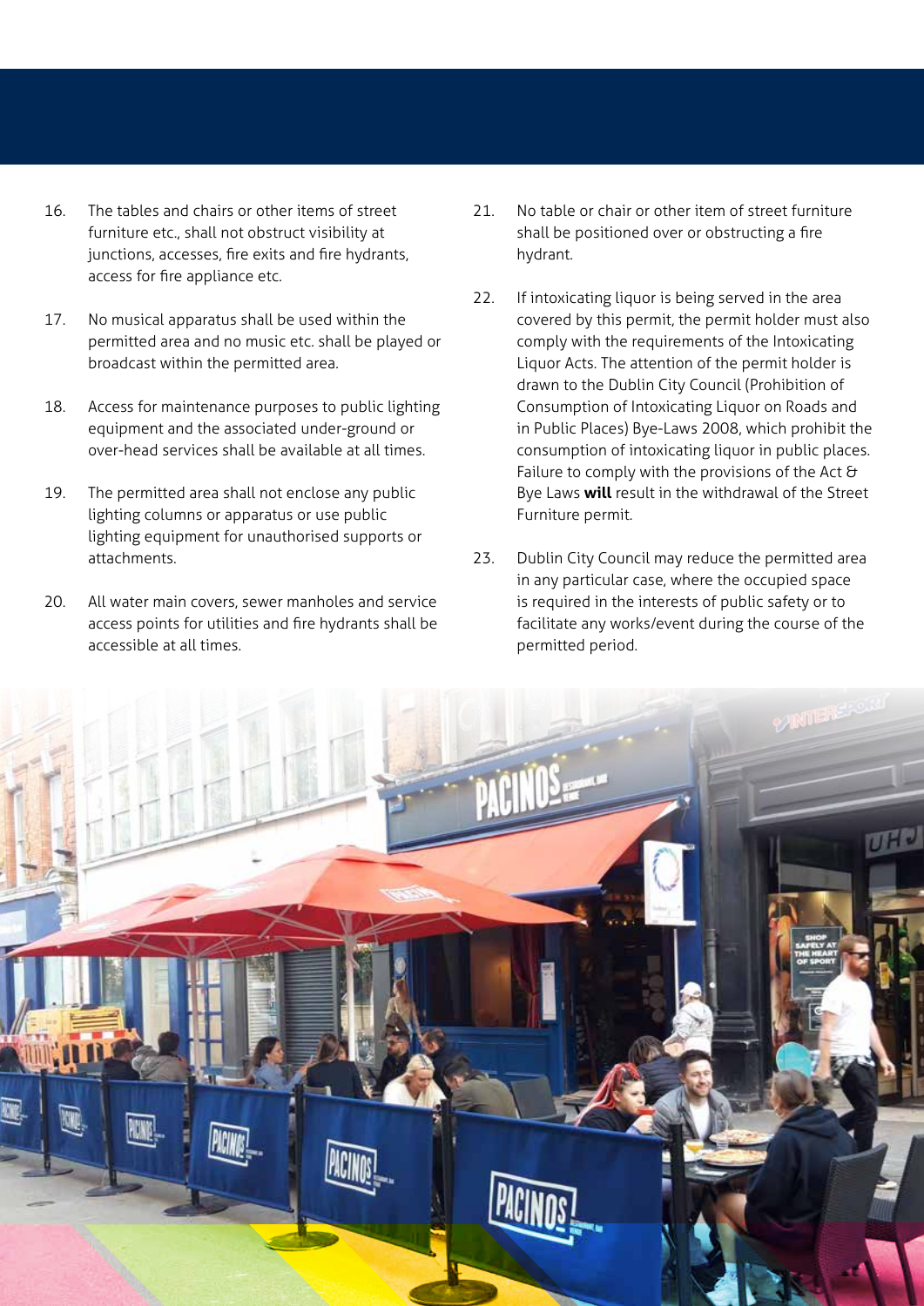16. The tables and chairs or other items of street furniture etc., shall not obstruct visibility at junctions, accesses, fire exits and fire hydrants, access for fire appliance etc.

17. No musical apparatus shall be used within the permitted area and no music etc. shall be played or broadcast within the permitted area.

18. Access for maintenance purposes to public lighting equipment and the associated under-ground or over-head services shall be available at all times.

19. The permitted area shall not enclose any public lighting columns or apparatus or use public lighting equipment for unauthorised supports or attachments.

20. All water main covers, sewer manholes and service access points for utilities and fire hydrants shall be accessible at all times.

21. No table or chair or other item of street furniture shall be positioned over or obstructing a fire hydrant.

22. If intoxicating liquor is being served in the area covered by this permit, the permit holder must also comply with the requirements of the Intoxicating Liquor Acts. The attention of the permit holder is drawn to the Dublin City Council (Prohibition of Consumption of Intoxicating Liquor on Roads and in Public Places) Bye-Laws 2008, which prohibit the consumption of intoxicating liquor in public places. Failure to comply with the provisions of the Act & Bye Laws **will** result in the withdrawal of the Street Furniture permit.

23. Dublin City Council may reduce the permitted area in any particular case, where the occupied space is required in the interests of public safety or to facilitate any works/event during the course of the permitted period.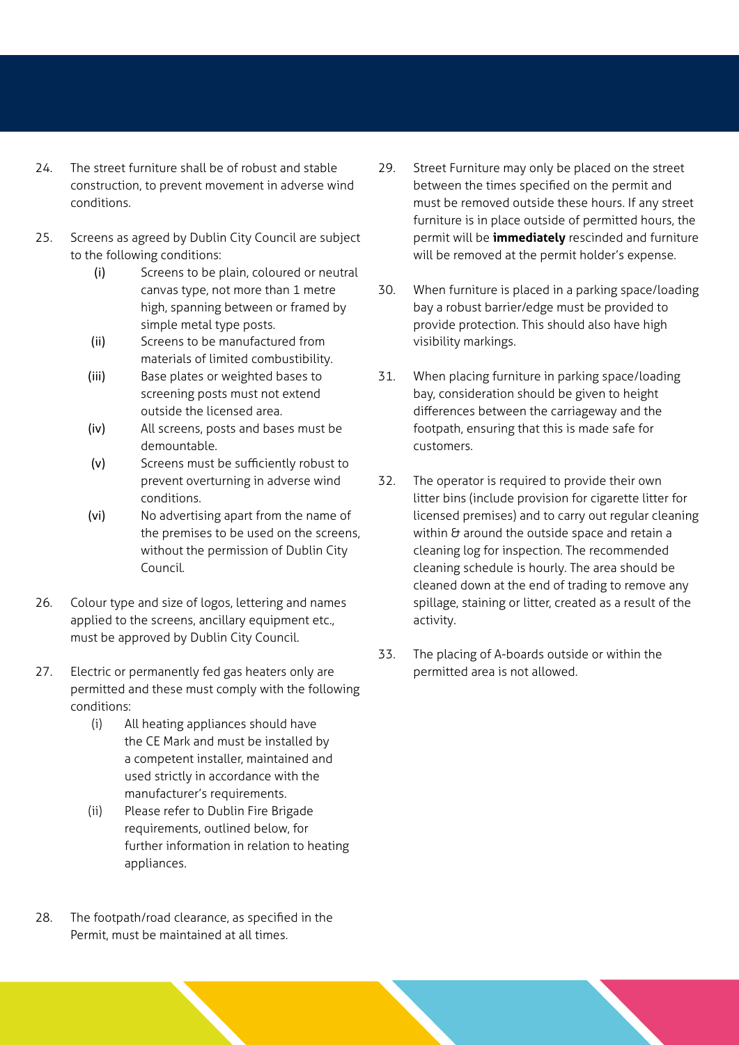24. The street furniture shall be of robust and stable construction, to prevent movement in adverse wind conditions.

25. Screens as agreed by Dublin City Council are subject to the following conditions:
    - (i) Screens to be plain, coloured or neutral canvas type, not more than 1 metre high, spanning between or framed by simple metal type posts.
    - (ii) Screens to be manufactured from materials of limited combustibility.
    - (iii) Base plates or weighted bases to screening posts must not extend outside the licensed area.
    - (iv) All screens, posts and bases must be demountable.
    - (v) Screens must be sufficiently robust to prevent overturning in adverse wind conditions.
    - (vi) No advertising apart from the name of the premises to be used on the screens, without the permission of Dublin City Council.

26. Colour type and size of logos, lettering and names applied to the screens, ancillary equipment etc., must be approved by Dublin City Council.

27. Electric or permanently fed gas heaters only are permitted and these must comply with the following conditions:
    - (i) All heating appliances should have the CE Mark and must be installed by a competent installer, maintained and used strictly in accordance with the manufacturer's requirements.
    - (ii) Please refer to Dublin Fire Brigade requirements, outlined below, for further information in relation to heating appliances.

28. The footpath/road clearance, as specified in the Permit, must be maintained at all times.

29. Street Furniture may only be placed on the street between the times specified on the permit and must be removed outside these hours. If any street furniture is in place outside of permitted hours, the permit will be **immediately** rescinded and furniture will be removed at the permit holder's expense.

30. When furniture is placed in a parking space/loading bay a robust barrier/edge must be provided to provide protection. This should also have high visibility markings.

31. When placing furniture in parking space/loading bay, consideration should be given to height differences between the carriageway and the footpath, ensuring that this is made safe for customers.

32. The operator is required to provide their own litter bins (include provision for cigarette litter for licensed premises) and to carry out regular cleaning within & around the outside space and retain a cleaning log for inspection. The recommended cleaning schedule is hourly. The area should be cleaned down at the end of trading to remove any spillage, staining or litter, created as a result of the activity.

33. The placing of A-boards outside or within the permitted area is not allowed.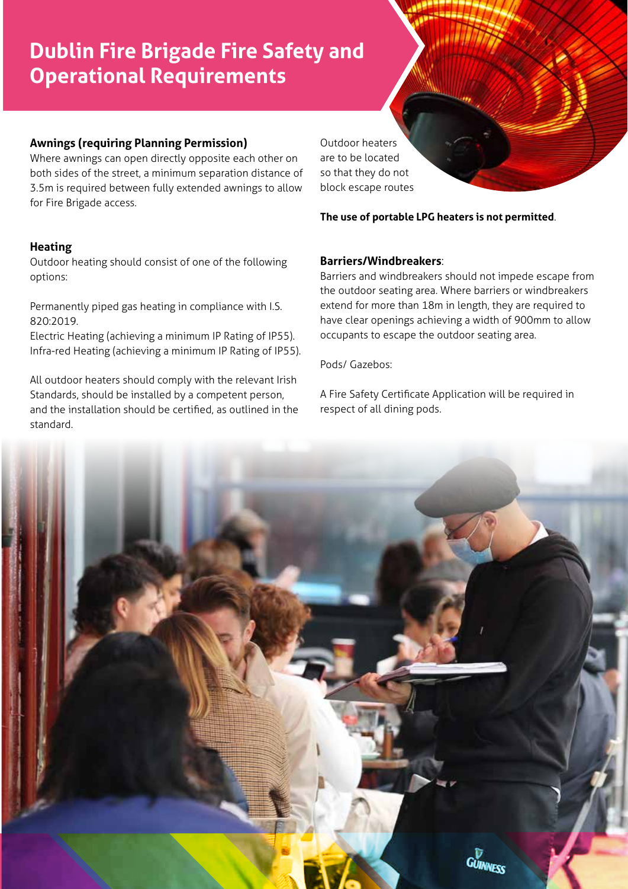# Dublin Fire Brigade Fire Safety and Operational Requirements

**Awnings (requiring Planning Permission)**

Where awnings can open directly opposite each other on both sides of the street, a minimum separation distance of 3.5m is required between fully extended awnings to allow for Fire Brigade access.

**Heating**

Outdoor heating should consist of one of the following options:

Permanently piped gas heating in compliance with I.S. 820:2019.
Electric Heating (achieving a minimum IP Rating of IP55).
Infra-red Heating (achieving a minimum IP Rating of IP55).

All outdoor heaters should comply with the relevant Irish Standards, should be installed by a competent person, and the installation should be certified, as outlined in the standard.

Outdoor heaters are to be located so that they do not block escape routes

**The use of portable LPG heaters is not permitted**.

**Barriers/Windbreakers**:

Barriers and windbreakers should not impede escape from the outdoor seating area. Where barriers or windbreakers extend for more than 18m in length, they are required to have clear openings achieving a width of 900mm to allow occupants to escape the outdoor seating area.

Pods/ Gazebos:

A Fire Safety Certificate Application will be required in respect of all dining pods.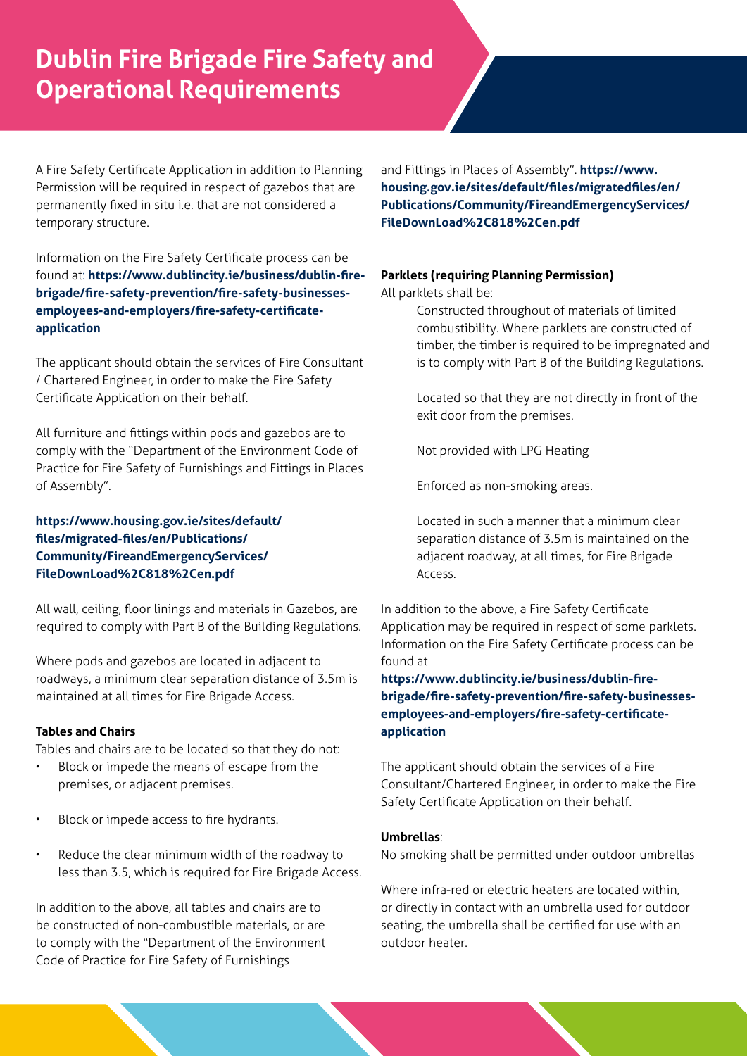# Dublin Fire Brigade Fire Safety and Operational Requirements

A Fire Safety Certificate Application in addition to Planning Permission will be required in respect of gazebos that are permanently fixed in situ i.e. that are not considered a temporary structure.

Information on the Fire Safety Certificate process can be found at: **https://www.dublincity.ie/business/dublin-fire-brigade/fire-safety-prevention/fire-safety-businesses-employees-and-employers/fire-safety-certificate-application**

The applicant should obtain the services of Fire Consultant / Chartered Engineer, in order to make the Fire Safety Certificate Application on their behalf.

All furniture and fittings within pods and gazebos are to comply with the "Department of the Environment Code of Practice for Fire Safety of Furnishings and Fittings in Places of Assembly".

**https://www.housing.gov.ie/sites/default/files/migrated-files/en/Publications/Community/FireandEmergencyServices/FileDownLoad%2C818%2Cen.pdf**

All wall, ceiling, floor linings and materials in Gazebos, are required to comply with Part B of the Building Regulations.

Where pods and gazebos are located in adjacent to roadways, a minimum clear separation distance of 3.5m is maintained at all times for Fire Brigade Access.

**Tables and Chairs**

Tables and chairs are to be located so that they do not:

- Block or impede the means of escape from the premises, or adjacent premises.
- Block or impede access to fire hydrants.
- Reduce the clear minimum width of the roadway to less than 3.5, which is required for Fire Brigade Access.

In addition to the above, all tables and chairs are to be constructed of non-combustible materials, or are to comply with the "Department of the Environment Code of Practice for Fire Safety of Furnishings and Fittings in Places of Assembly". **https://www.housing.gov.ie/sites/default/files/migratedfiles/en/Publications/Community/FireandEmergencyServices/FileDownLoad%2C818%2Cen.pdf**

**Parklets (requiring Planning Permission)**

All parklets shall be:

Constructed throughout of materials of limited combustibility. Where parklets are constructed of timber, the timber is required to be impregnated and is to comply with Part B of the Building Regulations.

Located so that they are not directly in front of the exit door from the premises.

Not provided with LPG Heating

Enforced as non-smoking areas.

Located in such a manner that a minimum clear separation distance of 3.5m is maintained on the adjacent roadway, at all times, for Fire Brigade Access.

In addition to the above, a Fire Safety Certificate Application may be required in respect of some parklets. Information on the Fire Safety Certificate process can be found at **https://www.dublincity.ie/business/dublin-fire-brigade/fire-safety-prevention/fire-safety-businesses-employees-and-employers/fire-safety-certificate-application**

The applicant should obtain the services of a Fire Consultant/Chartered Engineer, in order to make the Fire Safety Certificate Application on their behalf.

**Umbrellas**:

No smoking shall be permitted under outdoor umbrellas

Where infra-red or electric heaters are located within, or directly in contact with an umbrella used for outdoor seating, the umbrella shall be certified for use with an outdoor heater.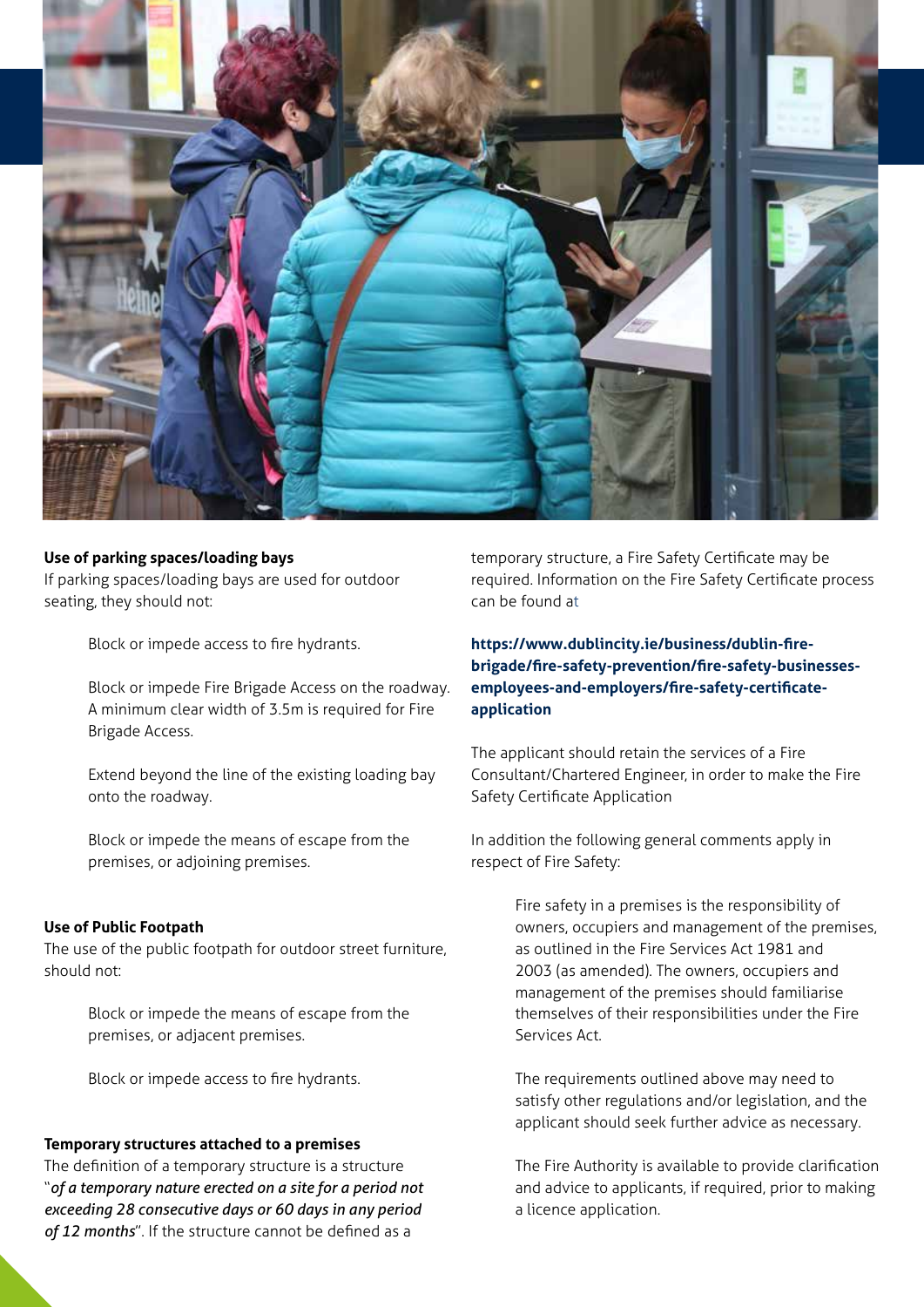### Use of parking spaces/loading bays

If parking spaces/loading bays are used for outdoor seating, they should not:

- Block or impede access to fire hydrants.
- Block or impede Fire Brigade Access on the roadway. A minimum clear width of 3.5m is required for Fire Brigade Access.
- Extend beyond the line of the existing loading bay onto the roadway.
- Block or impede the means of escape from the premises, or adjoining premises.

### Use of Public Footpath

The use of the public footpath for outdoor street furniture, should not:

- Block or impede the means of escape from the premises, or adjacent premises.
- Block or impede access to fire hydrants.

### Temporary structures attached to a premises

The definition of a temporary structure is a structure "*of a temporary nature erected on a site for a period not exceeding 28 consecutive days or 60 days in any period of 12 months*". If the structure cannot be defined as a temporary structure, a Fire Safety Certificate may be required. Information on the Fire Safety Certificate process can be found at

**https://www.dublincity.ie/business/dublin-fire-brigade/fire-safety-prevention/fire-safety-businesses-employees-and-employers/fire-safety-certificate-application**

The applicant should retain the services of a Fire Consultant/Chartered Engineer, in order to make the Fire Safety Certificate Application

In addition the following general comments apply in respect of Fire Safety:

- Fire safety in a premises is the responsibility of owners, occupiers and management of the premises, as outlined in the Fire Services Act 1981 and 2003 (as amended). The owners, occupiers and management of the premises should familiarise themselves of their responsibilities under the Fire Services Act.
- The requirements outlined above may need to satisfy other regulations and/or legislation, and the applicant should seek further advice as necessary.
- The Fire Authority is available to provide clarification and advice to applicants, if required, prior to making a licence application.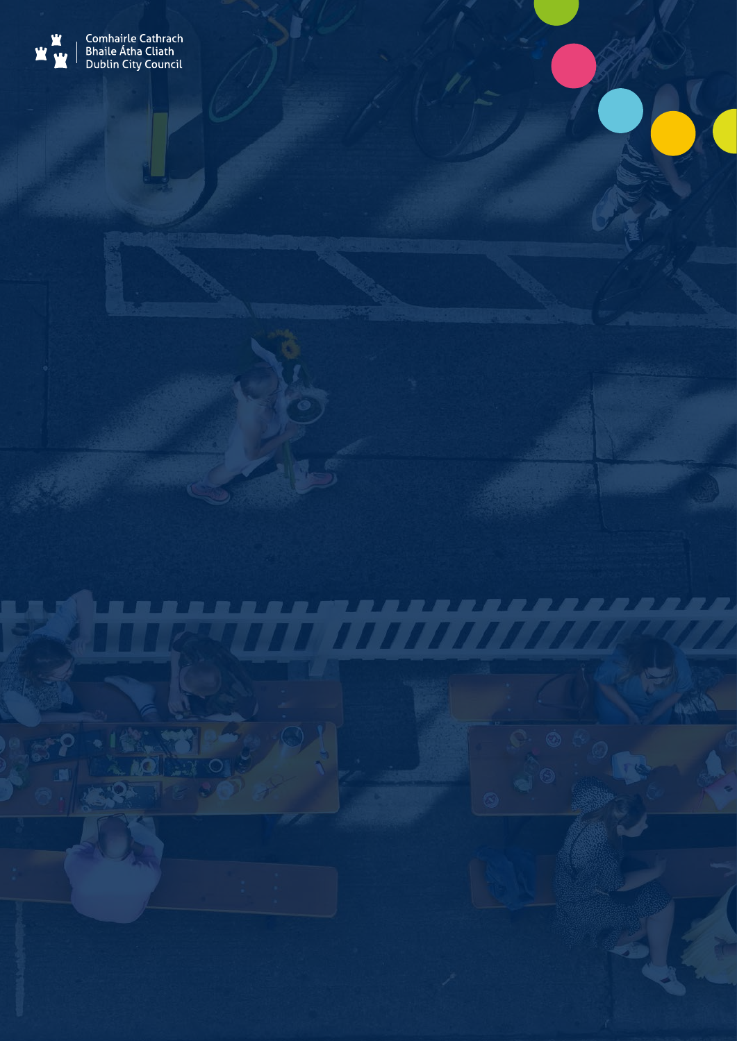Comhairle Cathrach
Bhaile Átha Cliath
Dublin City Council